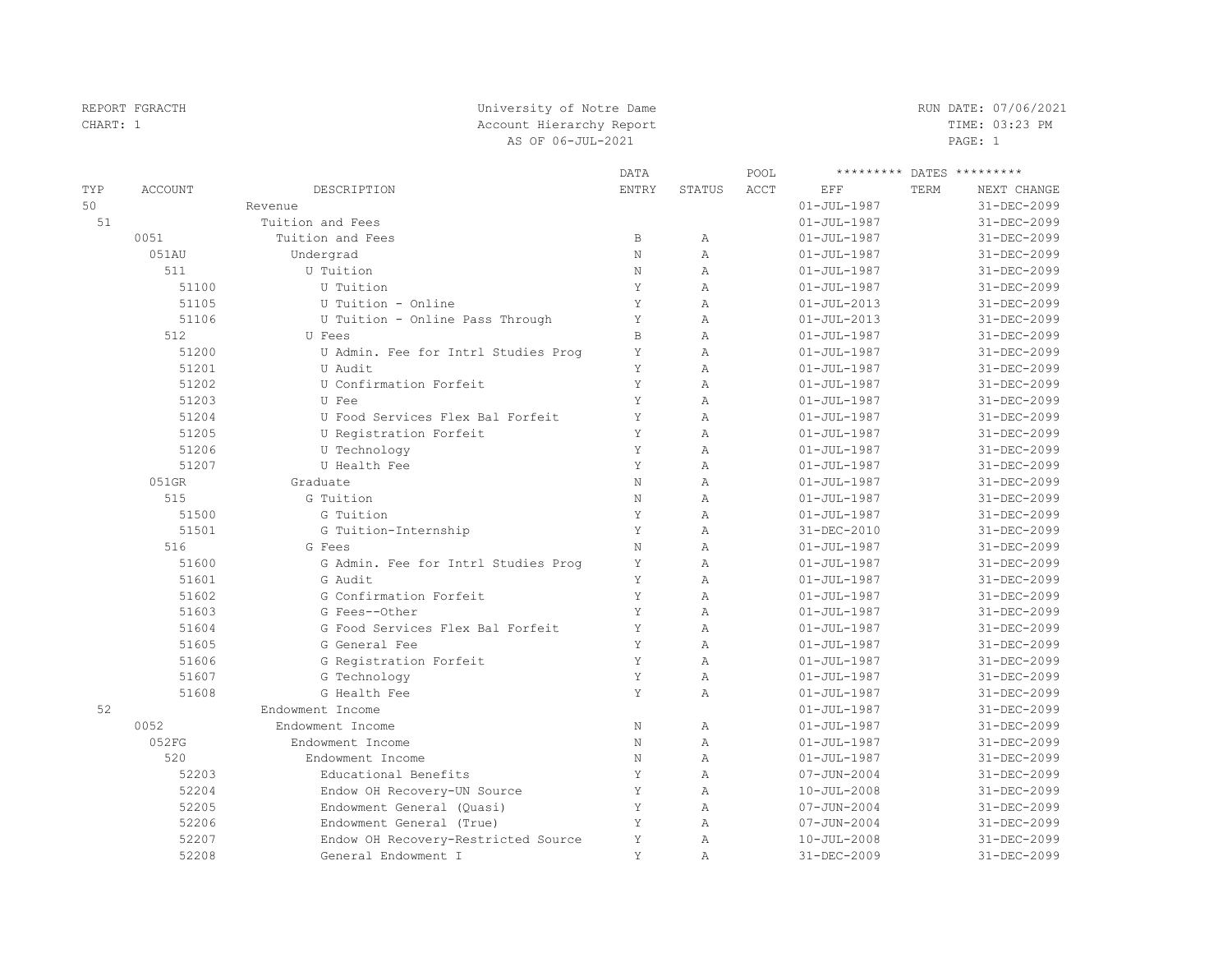REPORT FGRACTH
CHART: 1

University of Notre Dame
Account Hierarchy Report
AS OF 06-JUL-2021

RUN DATE: 07/06/2021
TIME: 03:23 PM

| TYP | ACCOUNT | DESCRIPTION | DATA ENTRY | STATUS | POOL ACCT | EFF | TERM | NEXT CHANGE |
|---|---|---|---|---|---|---|---|---|
| 50 | | Revenue | | | | 01-JUL-1987 | | 31-DEC-2099 |
| 51 | | Tuition and Fees | | | | 01-JUL-1987 | | 31-DEC-2099 |
| | 0051 | Tuition and Fees | B | A | | 01-JUL-1987 | | 31-DEC-2099 |
| | 051AU | Undergrad | N | A | | 01-JUL-1987 | | 31-DEC-2099 |
| | 511 | U Tuition | N | A | | 01-JUL-1987 | | 31-DEC-2099 |
| | 51100 | U Tuition | Y | A | | 01-JUL-1987 | | 31-DEC-2099 |
| | 51105 | U Tuition - Online | Y | A | | 01-JUL-2013 | | 31-DEC-2099 |
| | 51106 | U Tuition - Online Pass Through | Y | A | | 01-JUL-2013 | | 31-DEC-2099 |
| | 512 | U Fees | B | A | | 01-JUL-1987 | | 31-DEC-2099 |
| | 51200 | U Admin. Fee for Intrl Studies Prog | Y | A | | 01-JUL-1987 | | 31-DEC-2099 |
| | 51201 | U Audit | Y | A | | 01-JUL-1987 | | 31-DEC-2099 |
| | 51202 | U Confirmation Forfeit | Y | A | | 01-JUL-1987 | | 31-DEC-2099 |
| | 51203 | U Fee | Y | A | | 01-JUL-1987 | | 31-DEC-2099 |
| | 51204 | U Food Services Flex Bal Forfeit | Y | A | | 01-JUL-1987 | | 31-DEC-2099 |
| | 51205 | U Registration Forfeit | Y | A | | 01-JUL-1987 | | 31-DEC-2099 |
| | 51206 | U Technology | Y | A | | 01-JUL-1987 | | 31-DEC-2099 |
| | 51207 | U Health Fee | Y | A | | 01-JUL-1987 | | 31-DEC-2099 |
| | 051GR | Graduate | N | A | | 01-JUL-1987 | | 31-DEC-2099 |
| | 515 | G Tuition | N | A | | 01-JUL-1987 | | 31-DEC-2099 |
| | 51500 | G Tuition | Y | A | | 01-JUL-1987 | | 31-DEC-2099 |
| | 51501 | G Tuition-Internship | Y | A | | 31-DEC-2010 | | 31-DEC-2099 |
| | 516 | G Fees | N | A | | 01-JUL-1987 | | 31-DEC-2099 |
| | 51600 | G Admin. Fee for Intrl Studies Prog | Y | A | | 01-JUL-1987 | | 31-DEC-2099 |
| | 51601 | G Audit | Y | A | | 01-JUL-1987 | | 31-DEC-2099 |
| | 51602 | G Confirmation Forfeit | Y | A | | 01-JUL-1987 | | 31-DEC-2099 |
| | 51603 | G Fees--Other | Y | A | | 01-JUL-1987 | | 31-DEC-2099 |
| | 51604 | G Food Services Flex Bal Forfeit | Y | A | | 01-JUL-1987 | | 31-DEC-2099 |
| | 51605 | G General Fee | Y | A | | 01-JUL-1987 | | 31-DEC-2099 |
| | 51606 | G Registration Forfeit | Y | A | | 01-JUL-1987 | | 31-DEC-2099 |
| | 51607 | G Technology | Y | A | | 01-JUL-1987 | | 31-DEC-2099 |
| | 51608 | G Health Fee | Y | A | | 01-JUL-1987 | | 31-DEC-2099 |
| 52 | | Endowment Income | | | | 01-JUL-1987 | | 31-DEC-2099 |
| | 0052 | Endowment Income | N | A | | 01-JUL-1987 | | 31-DEC-2099 |
| | 052FG | Endowment Income | N | A | | 01-JUL-1987 | | 31-DEC-2099 |
| | 520 | Endowment Income | N | A | | 01-JUL-1987 | | 31-DEC-2099 |
| | 52203 | Educational Benefits | Y | A | | 07-JUN-2004 | | 31-DEC-2099 |
| | 52204 | Endow OH Recovery-UN Source | Y | A | | 10-JUL-2008 | | 31-DEC-2099 |
| | 52205 | Endowment General (Quasi) | Y | A | | 07-JUN-2004 | | 31-DEC-2099 |
| | 52206 | Endowment General (True) | Y | A | | 07-JUN-2004 | | 31-DEC-2099 |
| | 52207 | Endow OH Recovery-Restricted Source | Y | A | | 10-JUL-2008 | | 31-DEC-2099 |
| | 52208 | General Endowment I | Y | A | | 31-DEC-2009 | | 31-DEC-2099 |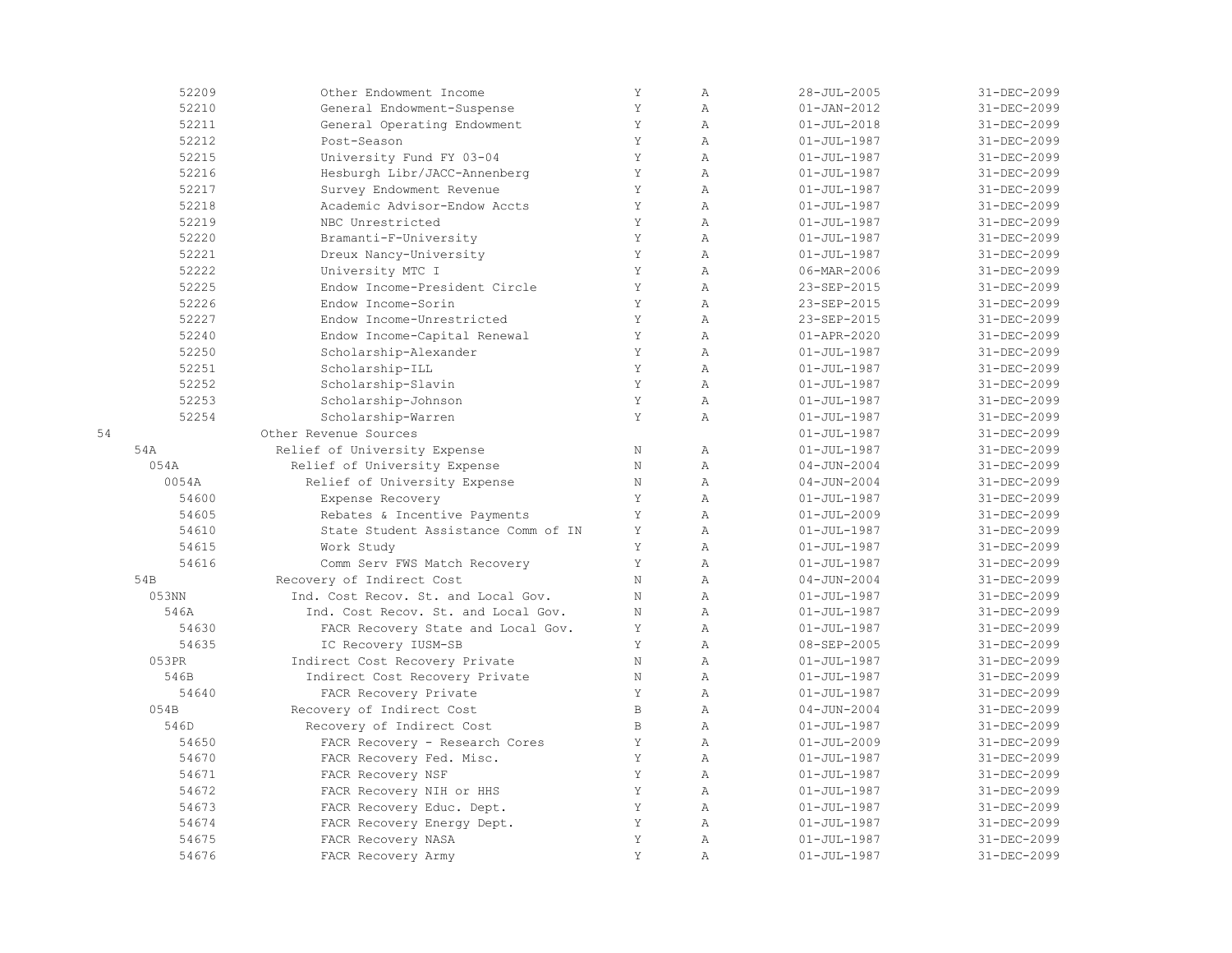| | | | | | |
|---|---|---|---|---|---|
| 52209 | Other Endowment Income | Y | A | 28-JUL-2005 | 31-DEC-2099 |
| 52210 | General Endowment-Suspense | Y | A | 01-JAN-2012 | 31-DEC-2099 |
| 52211 | General Operating Endowment | Y | A | 01-JUL-2018 | 31-DEC-2099 |
| 52212 | Post-Season | Y | A | 01-JUL-1987 | 31-DEC-2099 |
| 52215 | University Fund FY 03-04 | Y | A | 01-JUL-1987 | 31-DEC-2099 |
| 52216 | Hesburgh Libr/JACC-Annenberg | Y | A | 01-JUL-1987 | 31-DEC-2099 |
| 52217 | Survey Endowment Revenue | Y | A | 01-JUL-1987 | 31-DEC-2099 |
| 52218 | Academic Advisor-Endow Accts | Y | A | 01-JUL-1987 | 31-DEC-2099 |
| 52219 | NBC Unrestricted | Y | A | 01-JUL-1987 | 31-DEC-2099 |
| 52220 | Bramanti-F-University | Y | A | 01-JUL-1987 | 31-DEC-2099 |
| 52221 | Dreux Nancy-University | Y | A | 01-JUL-1987 | 31-DEC-2099 |
| 52222 | University MTC I | Y | A | 06-MAR-2006 | 31-DEC-2099 |
| 52225 | Endow Income-President Circle | Y | A | 23-SEP-2015 | 31-DEC-2099 |
| 52226 | Endow Income-Sorin | Y | A | 23-SEP-2015 | 31-DEC-2099 |
| 52227 | Endow Income-Unrestricted | Y | A | 23-SEP-2015 | 31-DEC-2099 |
| 52240 | Endow Income-Capital Renewal | Y | A | 01-APR-2020 | 31-DEC-2099 |
| 52250 | Scholarship-Alexander | Y | A | 01-JUL-1987 | 31-DEC-2099 |
| 52251 | Scholarship-ILL | Y | A | 01-JUL-1987 | 31-DEC-2099 |
| 52252 | Scholarship-Slavin | Y | A | 01-JUL-1987 | 31-DEC-2099 |
| 52253 | Scholarship-Johnson | Y | A | 01-JUL-1987 | 31-DEC-2099 |
| 52254 | Scholarship-Warren | Y | A | 01-JUL-1987 | 31-DEC-2099 |
| 54 | Other Revenue Sources | | | 01-JUL-1987 | 31-DEC-2099 |
| 54A | Relief of University Expense | N | A | 01-JUL-1987 | 31-DEC-2099 |
| 054A | Relief of University Expense | N | A | 04-JUN-2004 | 31-DEC-2099 |
| 0054A | Relief of University Expense | N | A | 04-JUN-2004 | 31-DEC-2099 |
| 54600 | Expense Recovery | Y | A | 01-JUL-1987 | 31-DEC-2099 |
| 54605 | Rebates & Incentive Payments | Y | A | 01-JUL-2009 | 31-DEC-2099 |
| 54610 | State Student Assistance Comm of IN | Y | A | 01-JUL-1987 | 31-DEC-2099 |
| 54615 | Work Study | Y | A | 01-JUL-1987 | 31-DEC-2099 |
| 54616 | Comm Serv FWS Match Recovery | Y | A | 01-JUL-1987 | 31-DEC-2099 |
| 54B | Recovery of Indirect Cost | N | A | 04-JUN-2004 | 31-DEC-2099 |
| 053NN | Ind. Cost Recov. St. and Local Gov. | N | A | 01-JUL-1987 | 31-DEC-2099 |
| 546A | Ind. Cost Recov. St. and Local Gov. | N | A | 01-JUL-1987 | 31-DEC-2099 |
| 54630 | FACR Recovery State and Local Gov. | Y | A | 01-JUL-1987 | 31-DEC-2099 |
| 54635 | IC Recovery IUSM-SB | Y | A | 08-SEP-2005 | 31-DEC-2099 |
| 053PR | Indirect Cost Recovery Private | N | A | 01-JUL-1987 | 31-DEC-2099 |
| 546B | Indirect Cost Recovery Private | N | A | 01-JUL-1987 | 31-DEC-2099 |
| 54640 | FACR Recovery Private | Y | A | 01-JUL-1987 | 31-DEC-2099 |
| 054B | Recovery of Indirect Cost | B | A | 04-JUN-2004 | 31-DEC-2099 |
| 546D | Recovery of Indirect Cost | B | A | 01-JUL-1987 | 31-DEC-2099 |
| 54650 | FACR Recovery - Research Cores | Y | A | 01-JUL-2009 | 31-DEC-2099 |
| 54670 | FACR Recovery Fed. Misc. | Y | A | 01-JUL-1987 | 31-DEC-2099 |
| 54671 | FACR Recovery NSF | Y | A | 01-JUL-1987 | 31-DEC-2099 |
| 54672 | FACR Recovery NIH or HHS | Y | A | 01-JUL-1987 | 31-DEC-2099 |
| 54673 | FACR Recovery Educ. Dept. | Y | A | 01-JUL-1987 | 31-DEC-2099 |
| 54674 | FACR Recovery Energy Dept. | Y | A | 01-JUL-1987 | 31-DEC-2099 |
| 54675 | FACR Recovery NASA | Y | A | 01-JUL-1987 | 31-DEC-2099 |
| 54676 | FACR Recovery Army | Y | A | 01-JUL-1987 | 31-DEC-2099 |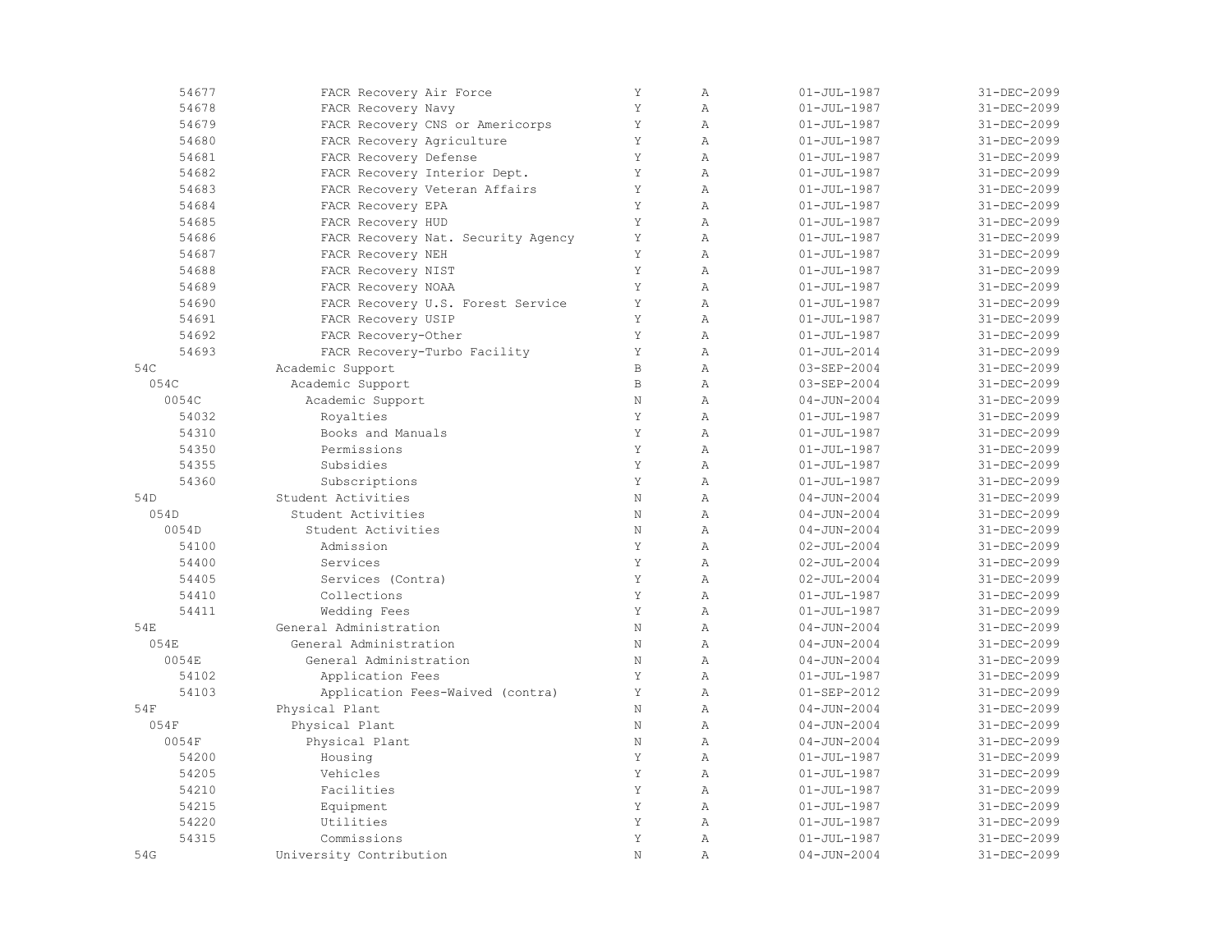| | | | | | |
|---|---|---|---|---|---|
| 54677 | FACR Recovery Air Force | Y | A | 01-JUL-1987 | 31-DEC-2099 |
| 54678 | FACR Recovery Navy | Y | A | 01-JUL-1987 | 31-DEC-2099 |
| 54679 | FACR Recovery CNS or Americorps | Y | A | 01-JUL-1987 | 31-DEC-2099 |
| 54680 | FACR Recovery Agriculture | Y | A | 01-JUL-1987 | 31-DEC-2099 |
| 54681 | FACR Recovery Defense | Y | A | 01-JUL-1987 | 31-DEC-2099 |
| 54682 | FACR Recovery Interior Dept. | Y | A | 01-JUL-1987 | 31-DEC-2099 |
| 54683 | FACR Recovery Veteran Affairs | Y | A | 01-JUL-1987 | 31-DEC-2099 |
| 54684 | FACR Recovery EPA | Y | A | 01-JUL-1987 | 31-DEC-2099 |
| 54685 | FACR Recovery HUD | Y | A | 01-JUL-1987 | 31-DEC-2099 |
| 54686 | FACR Recovery Nat. Security Agency | Y | A | 01-JUL-1987 | 31-DEC-2099 |
| 54687 | FACR Recovery NEH | Y | A | 01-JUL-1987 | 31-DEC-2099 |
| 54688 | FACR Recovery NIST | Y | A | 01-JUL-1987 | 31-DEC-2099 |
| 54689 | FACR Recovery NOAA | Y | A | 01-JUL-1987 | 31-DEC-2099 |
| 54690 | FACR Recovery U.S. Forest Service | Y | A | 01-JUL-1987 | 31-DEC-2099 |
| 54691 | FACR Recovery USIP | Y | A | 01-JUL-1987 | 31-DEC-2099 |
| 54692 | FACR Recovery-Other | Y | A | 01-JUL-1987 | 31-DEC-2099 |
| 54693 | FACR Recovery-Turbo Facility | Y | A | 01-JUL-2014 | 31-DEC-2099 |
| 54C | Academic Support | B | A | 03-SEP-2004 | 31-DEC-2099 |
| 054C | Academic Support | B | A | 03-SEP-2004 | 31-DEC-2099 |
| 0054C | Academic Support | N | A | 04-JUN-2004 | 31-DEC-2099 |
| 54032 | Royalties | Y | A | 01-JUL-1987 | 31-DEC-2099 |
| 54310 | Books and Manuals | Y | A | 01-JUL-1987 | 31-DEC-2099 |
| 54350 | Permissions | Y | A | 01-JUL-1987 | 31-DEC-2099 |
| 54355 | Subsidies | Y | A | 01-JUL-1987 | 31-DEC-2099 |
| 54360 | Subscriptions | Y | A | 01-JUL-1987 | 31-DEC-2099 |
| 54D | Student Activities | N | A | 04-JUN-2004 | 31-DEC-2099 |
| 054D | Student Activities | N | A | 04-JUN-2004 | 31-DEC-2099 |
| 0054D | Student Activities | N | A | 04-JUN-2004 | 31-DEC-2099 |
| 54100 | Admission | Y | A | 02-JUL-2004 | 31-DEC-2099 |
| 54400 | Services | Y | A | 02-JUL-2004 | 31-DEC-2099 |
| 54405 | Services (Contra) | Y | A | 02-JUL-2004 | 31-DEC-2099 |
| 54410 | Collections | Y | A | 01-JUL-1987 | 31-DEC-2099 |
| 54411 | Wedding Fees | Y | A | 01-JUL-1987 | 31-DEC-2099 |
| 54E | General Administration | N | A | 04-JUN-2004 | 31-DEC-2099 |
| 054E | General Administration | N | A | 04-JUN-2004 | 31-DEC-2099 |
| 0054E | General Administration | N | A | 04-JUN-2004 | 31-DEC-2099 |
| 54102 | Application Fees | Y | A | 01-JUL-1987 | 31-DEC-2099 |
| 54103 | Application Fees-Waived (contra) | Y | A | 01-SEP-2012 | 31-DEC-2099 |
| 54F | Physical Plant | N | A | 04-JUN-2004 | 31-DEC-2099 |
| 054F | Physical Plant | N | A | 04-JUN-2004 | 31-DEC-2099 |
| 0054F | Physical Plant | N | A | 04-JUN-2004 | 31-DEC-2099 |
| 54200 | Housing | Y | A | 01-JUL-1987 | 31-DEC-2099 |
| 54205 | Vehicles | Y | A | 01-JUL-1987 | 31-DEC-2099 |
| 54210 | Facilities | Y | A | 01-JUL-1987 | 31-DEC-2099 |
| 54215 | Equipment | Y | A | 01-JUL-1987 | 31-DEC-2099 |
| 54220 | Utilities | Y | A | 01-JUL-1987 | 31-DEC-2099 |
| 54315 | Commissions | Y | A | 01-JUL-1987 | 31-DEC-2099 |
| 54G | University Contribution | N | A | 04-JUN-2004 | 31-DEC-2099 |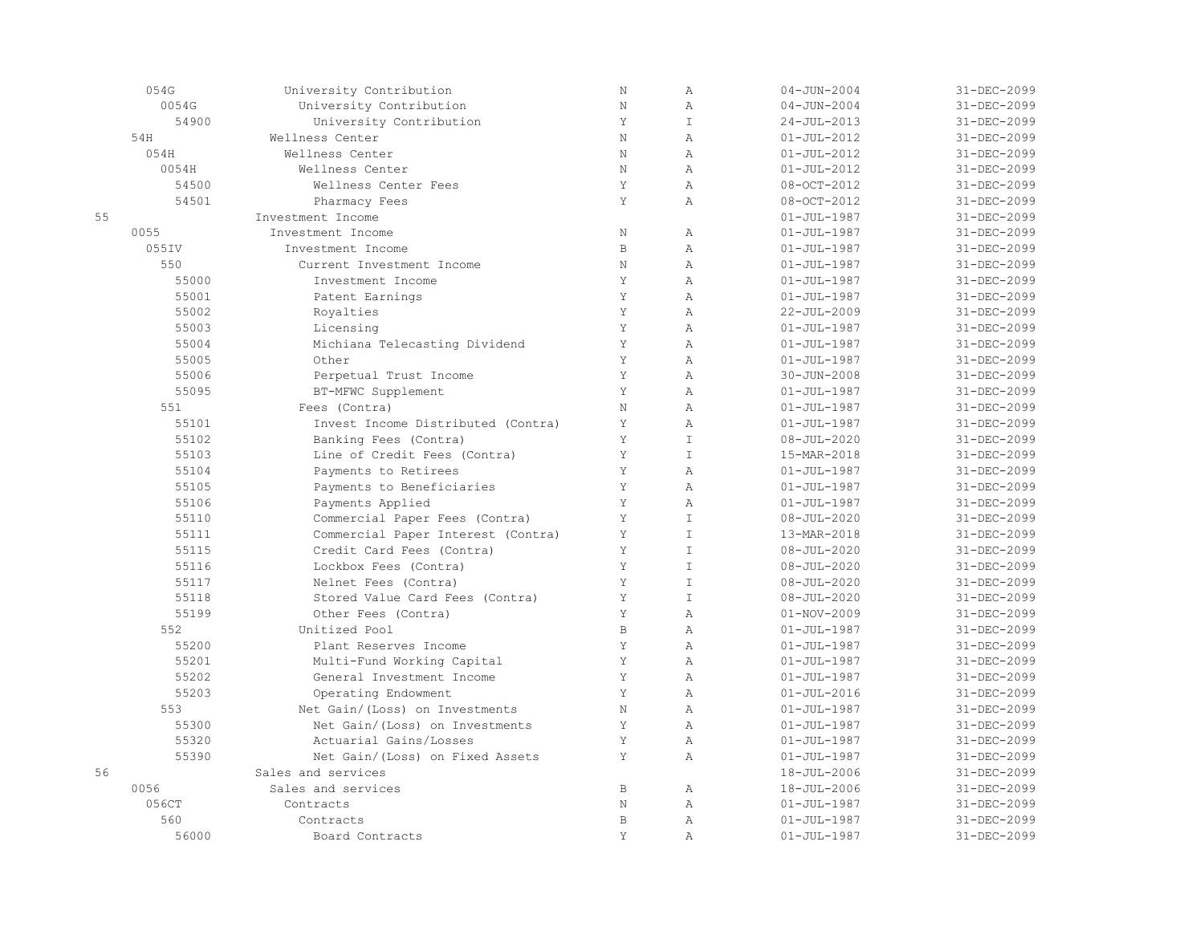| Account | Description | Posting | Status | Start Date | End Date |
|---|---|---|---|---|---|
| 054G | University Contribution | N | A | 04-JUN-2004 | 31-DEC-2099 |
| 0054G | University Contribution | N | A | 04-JUN-2004 | 31-DEC-2099 |
| 54900 | University Contribution | Y | I | 24-JUL-2013 | 31-DEC-2099 |
| 54H | Wellness Center | N | A | 01-JUL-2012 | 31-DEC-2099 |
| 054H | Wellness Center | N | A | 01-JUL-2012 | 31-DEC-2099 |
| 0054H | Wellness Center | N | A | 01-JUL-2012 | 31-DEC-2099 |
| 54500 | Wellness Center Fees | Y | A | 08-OCT-2012 | 31-DEC-2099 |
| 54501 | Pharmacy Fees | Y | A | 08-OCT-2012 | 31-DEC-2099 |
| 55 | Investment Income | | | 01-JUL-1987 | 31-DEC-2099 |
| 0055 | Investment Income | N | A | 01-JUL-1987 | 31-DEC-2099 |
| 055IV | Investment Income | B | A | 01-JUL-1987 | 31-DEC-2099 |
| 550 | Current Investment Income | N | A | 01-JUL-1987 | 31-DEC-2099 |
| 55000 | Investment Income | Y | A | 01-JUL-1987 | 31-DEC-2099 |
| 55001 | Patent Earnings | Y | A | 01-JUL-1987 | 31-DEC-2099 |
| 55002 | Royalties | Y | A | 22-JUL-2009 | 31-DEC-2099 |
| 55003 | Licensing | Y | A | 01-JUL-1987 | 31-DEC-2099 |
| 55004 | Michiana Telecasting Dividend | Y | A | 01-JUL-1987 | 31-DEC-2099 |
| 55005 | Other | Y | A | 01-JUL-1987 | 31-DEC-2099 |
| 55006 | Perpetual Trust Income | Y | A | 30-JUN-2008 | 31-DEC-2099 |
| 55095 | BT-MFWC Supplement | Y | A | 01-JUL-1987 | 31-DEC-2099 |
| 551 | Fees (Contra) | N | A | 01-JUL-1987 | 31-DEC-2099 |
| 55101 | Invest Income Distributed (Contra) | Y | A | 01-JUL-1987 | 31-DEC-2099 |
| 55102 | Banking Fees (Contra) | Y | I | 08-JUL-2020 | 31-DEC-2099 |
| 55103 | Line of Credit Fees (Contra) | Y | I | 15-MAR-2018 | 31-DEC-2099 |
| 55104 | Payments to Retirees | Y | A | 01-JUL-1987 | 31-DEC-2099 |
| 55105 | Payments to Beneficiaries | Y | A | 01-JUL-1987 | 31-DEC-2099 |
| 55106 | Payments Applied | Y | A | 01-JUL-1987 | 31-DEC-2099 |
| 55110 | Commercial Paper Fees (Contra) | Y | I | 08-JUL-2020 | 31-DEC-2099 |
| 55111 | Commercial Paper Interest (Contra) | Y | I | 13-MAR-2018 | 31-DEC-2099 |
| 55115 | Credit Card Fees (Contra) | Y | I | 08-JUL-2020 | 31-DEC-2099 |
| 55116 | Lockbox Fees (Contra) | Y | I | 08-JUL-2020 | 31-DEC-2099 |
| 55117 | Nelnet Fees (Contra) | Y | I | 08-JUL-2020 | 31-DEC-2099 |
| 55118 | Stored Value Card Fees (Contra) | Y | I | 08-JUL-2020 | 31-DEC-2099 |
| 55199 | Other Fees (Contra) | Y | A | 01-NOV-2009 | 31-DEC-2099 |
| 552 | Unitized Pool | B | A | 01-JUL-1987 | 31-DEC-2099 |
| 55200 | Plant Reserves Income | Y | A | 01-JUL-1987 | 31-DEC-2099 |
| 55201 | Multi-Fund Working Capital | Y | A | 01-JUL-1987 | 31-DEC-2099 |
| 55202 | General Investment Income | Y | A | 01-JUL-1987 | 31-DEC-2099 |
| 55203 | Operating Endowment | Y | A | 01-JUL-2016 | 31-DEC-2099 |
| 553 | Net Gain/(Loss) on Investments | N | A | 01-JUL-1987 | 31-DEC-2099 |
| 55300 | Net Gain/(Loss) on Investments | Y | A | 01-JUL-1987 | 31-DEC-2099 |
| 55320 | Actuarial Gains/Losses | Y | A | 01-JUL-1987 | 31-DEC-2099 |
| 55390 | Net Gain/(Loss) on Fixed Assets | Y | A | 01-JUL-1987 | 31-DEC-2099 |
| 56 | Sales and services | | | 18-JUL-2006 | 31-DEC-2099 |
| 0056 | Sales and services | B | A | 18-JUL-2006 | 31-DEC-2099 |
| 056CT | Contracts | N | A | 01-JUL-1987 | 31-DEC-2099 |
| 560 | Contracts | B | A | 01-JUL-1987 | 31-DEC-2099 |
| 56000 | Board Contracts | Y | A | 01-JUL-1987 | 31-DEC-2099 |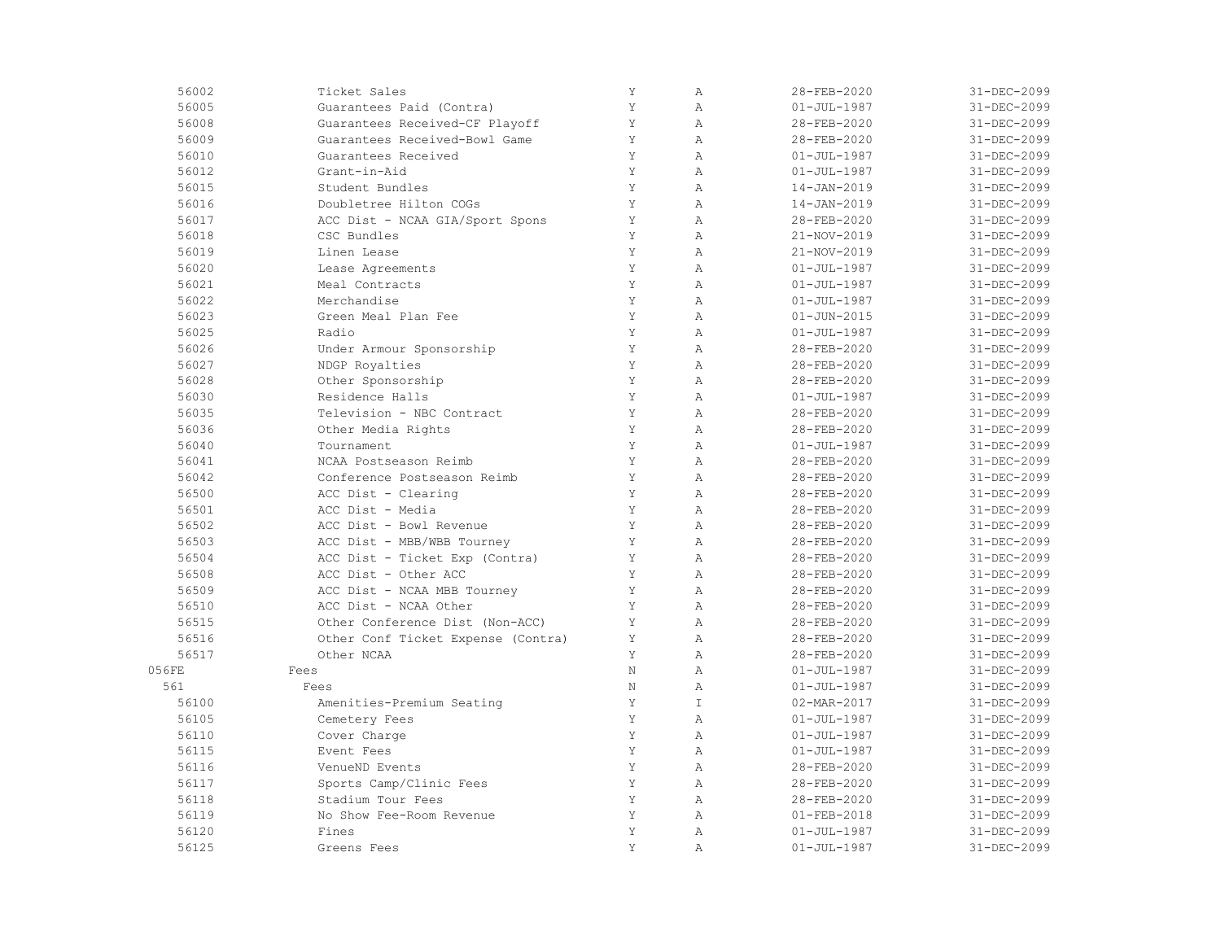| | | | | | |
|---|---|---|---|---|---|
| 56002 | Ticket Sales | Y | A | 28-FEB-2020 | 31-DEC-2099 |
| 56005 | Guarantees Paid (Contra) | Y | A | 01-JUL-1987 | 31-DEC-2099 |
| 56008 | Guarantees Received-CF Playoff | Y | A | 28-FEB-2020 | 31-DEC-2099 |
| 56009 | Guarantees Received-Bowl Game | Y | A | 28-FEB-2020 | 31-DEC-2099 |
| 56010 | Guarantees Received | Y | A | 01-JUL-1987 | 31-DEC-2099 |
| 56012 | Grant-in-Aid | Y | A | 01-JUL-1987 | 31-DEC-2099 |
| 56015 | Student Bundles | Y | A | 14-JAN-2019 | 31-DEC-2099 |
| 56016 | Doubletree Hilton COGs | Y | A | 14-JAN-2019 | 31-DEC-2099 |
| 56017 | ACC Dist - NCAA GIA/Sport Spons | Y | A | 28-FEB-2020 | 31-DEC-2099 |
| 56018 | CSC Bundles | Y | A | 21-NOV-2019 | 31-DEC-2099 |
| 56019 | Linen Lease | Y | A | 21-NOV-2019 | 31-DEC-2099 |
| 56020 | Lease Agreements | Y | A | 01-JUL-1987 | 31-DEC-2099 |
| 56021 | Meal Contracts | Y | A | 01-JUL-1987 | 31-DEC-2099 |
| 56022 | Merchandise | Y | A | 01-JUL-1987 | 31-DEC-2099 |
| 56023 | Green Meal Plan Fee | Y | A | 01-JUN-2015 | 31-DEC-2099 |
| 56025 | Radio | Y | A | 01-JUL-1987 | 31-DEC-2099 |
| 56026 | Under Armour Sponsorship | Y | A | 28-FEB-2020 | 31-DEC-2099 |
| 56027 | NDGP Royalties | Y | A | 28-FEB-2020 | 31-DEC-2099 |
| 56028 | Other Sponsorship | Y | A | 28-FEB-2020 | 31-DEC-2099 |
| 56030 | Residence Halls | Y | A | 01-JUL-1987 | 31-DEC-2099 |
| 56035 | Television - NBC Contract | Y | A | 28-FEB-2020 | 31-DEC-2099 |
| 56036 | Other Media Rights | Y | A | 28-FEB-2020 | 31-DEC-2099 |
| 56040 | Tournament | Y | A | 01-JUL-1987 | 31-DEC-2099 |
| 56041 | NCAA Postseason Reimb | Y | A | 28-FEB-2020 | 31-DEC-2099 |
| 56042 | Conference Postseason Reimb | Y | A | 28-FEB-2020 | 31-DEC-2099 |
| 56500 | ACC Dist - Clearing | Y | A | 28-FEB-2020 | 31-DEC-2099 |
| 56501 | ACC Dist - Media | Y | A | 28-FEB-2020 | 31-DEC-2099 |
| 56502 | ACC Dist - Bowl Revenue | Y | A | 28-FEB-2020 | 31-DEC-2099 |
| 56503 | ACC Dist - MBB/WBB Tourney | Y | A | 28-FEB-2020 | 31-DEC-2099 |
| 56504 | ACC Dist - Ticket Exp (Contra) | Y | A | 28-FEB-2020 | 31-DEC-2099 |
| 56508 | ACC Dist - Other ACC | Y | A | 28-FEB-2020 | 31-DEC-2099 |
| 56509 | ACC Dist - NCAA MBB Tourney | Y | A | 28-FEB-2020 | 31-DEC-2099 |
| 56510 | ACC Dist - NCAA Other | Y | A | 28-FEB-2020 | 31-DEC-2099 |
| 56515 | Other Conference Dist (Non-ACC) | Y | A | 28-FEB-2020 | 31-DEC-2099 |
| 56516 | Other Conf Ticket Expense (Contra) | Y | A | 28-FEB-2020 | 31-DEC-2099 |
| 56517 | Other NCAA | Y | A | 28-FEB-2020 | 31-DEC-2099 |
| 056FE | Fees | N | A | 01-JUL-1987 | 31-DEC-2099 |
| 561 | Fees | N | A | 01-JUL-1987 | 31-DEC-2099 |
| 56100 | Amenities-Premium Seating | Y | I | 02-MAR-2017 | 31-DEC-2099 |
| 56105 | Cemetery Fees | Y | A | 01-JUL-1987 | 31-DEC-2099 |
| 56110 | Cover Charge | Y | A | 01-JUL-1987 | 31-DEC-2099 |
| 56115 | Event Fees | Y | A | 01-JUL-1987 | 31-DEC-2099 |
| 56116 | VenueND Events | Y | A | 28-FEB-2020 | 31-DEC-2099 |
| 56117 | Sports Camp/Clinic Fees | Y | A | 28-FEB-2020 | 31-DEC-2099 |
| 56118 | Stadium Tour Fees | Y | A | 28-FEB-2020 | 31-DEC-2099 |
| 56119 | No Show Fee-Room Revenue | Y | A | 01-FEB-2018 | 31-DEC-2099 |
| 56120 | Fines | Y | A | 01-JUL-1987 | 31-DEC-2099 |
| 56125 | Greens Fees | Y | A | 01-JUL-1987 | 31-DEC-2099 |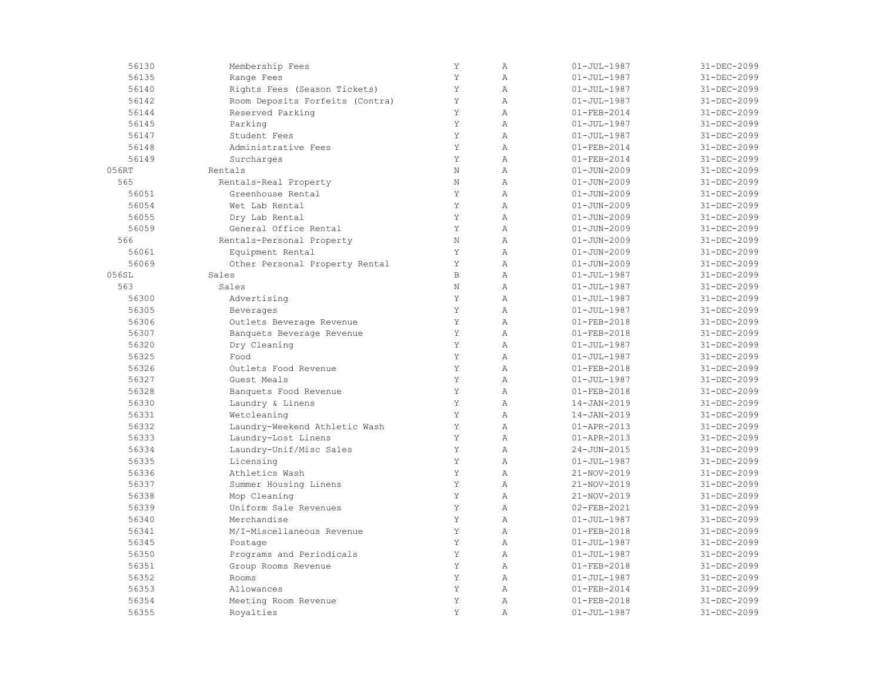| | | | | | |
|---|---|---|---|---|---|
| 56130 | Membership Fees | Y | A | 01-JUL-1987 | 31-DEC-2099 |
| 56135 | Range Fees | Y | A | 01-JUL-1987 | 31-DEC-2099 |
| 56140 | Rights Fees (Season Tickets) | Y | A | 01-JUL-1987 | 31-DEC-2099 |
| 56142 | Room Deposits Forfeits (Contra) | Y | A | 01-JUL-1987 | 31-DEC-2099 |
| 56144 | Reserved Parking | Y | A | 01-FEB-2014 | 31-DEC-2099 |
| 56145 | Parking | Y | A | 01-JUL-1987 | 31-DEC-2099 |
| 56147 | Student Fees | Y | A | 01-JUL-1987 | 31-DEC-2099 |
| 56148 | Administrative Fees | Y | A | 01-FEB-2014 | 31-DEC-2099 |
| 56149 | Surcharges | Y | A | 01-FEB-2014 | 31-DEC-2099 |
| 056RT | Rentals | N | A | 01-JUN-2009 | 31-DEC-2099 |
| 565 | Rentals-Real Property | N | A | 01-JUN-2009 | 31-DEC-2099 |
| 56051 | Greenhouse Rental | Y | A | 01-JUN-2009 | 31-DEC-2099 |
| 56054 | Wet Lab Rental | Y | A | 01-JUN-2009 | 31-DEC-2099 |
| 56055 | Dry Lab Rental | Y | A | 01-JUN-2009 | 31-DEC-2099 |
| 56059 | General Office Rental | Y | A | 01-JUN-2009 | 31-DEC-2099 |
| 566 | Rentals-Personal Property | N | A | 01-JUN-2009 | 31-DEC-2099 |
| 56061 | Equipment Rental | Y | A | 01-JUN-2009 | 31-DEC-2099 |
| 56069 | Other Personal Property Rental | Y | A | 01-JUN-2009 | 31-DEC-2099 |
| 056SL | Sales | B | A | 01-JUL-1987 | 31-DEC-2099 |
| 563 | Sales | N | A | 01-JUL-1987 | 31-DEC-2099 |
| 56300 | Advertising | Y | A | 01-JUL-1987 | 31-DEC-2099 |
| 56305 | Beverages | Y | A | 01-JUL-1987 | 31-DEC-2099 |
| 56306 | Outlets Beverage Revenue | Y | A | 01-FEB-2018 | 31-DEC-2099 |
| 56307 | Banquets Beverage Revenue | Y | A | 01-FEB-2018 | 31-DEC-2099 |
| 56320 | Dry Cleaning | Y | A | 01-JUL-1987 | 31-DEC-2099 |
| 56325 | Food | Y | A | 01-JUL-1987 | 31-DEC-2099 |
| 56326 | Outlets Food Revenue | Y | A | 01-FEB-2018 | 31-DEC-2099 |
| 56327 | Guest Meals | Y | A | 01-JUL-1987 | 31-DEC-2099 |
| 56328 | Banquets Food Revenue | Y | A | 01-FEB-2018 | 31-DEC-2099 |
| 56330 | Laundry & Linens | Y | A | 14-JAN-2019 | 31-DEC-2099 |
| 56331 | Wetcleaning | Y | A | 14-JAN-2019 | 31-DEC-2099 |
| 56332 | Laundry-Weekend Athletic Wash | Y | A | 01-APR-2013 | 31-DEC-2099 |
| 56333 | Laundry-Lost Linens | Y | A | 01-APR-2013 | 31-DEC-2099 |
| 56334 | Laundry-Unif/Misc Sales | Y | A | 24-JUN-2015 | 31-DEC-2099 |
| 56335 | Licensing | Y | A | 01-JUL-1987 | 31-DEC-2099 |
| 56336 | Athletics Wash | Y | A | 21-NOV-2019 | 31-DEC-2099 |
| 56337 | Summer Housing Linens | Y | A | 21-NOV-2019 | 31-DEC-2099 |
| 56338 | Mop Cleaning | Y | A | 21-NOV-2019 | 31-DEC-2099 |
| 56339 | Uniform Sale Revenues | Y | A | 02-FEB-2021 | 31-DEC-2099 |
| 56340 | Merchandise | Y | A | 01-JUL-1987 | 31-DEC-2099 |
| 56341 | M/I-Miscellaneous Revenue | Y | A | 01-FEB-2018 | 31-DEC-2099 |
| 56345 | Postage | Y | A | 01-JUL-1987 | 31-DEC-2099 |
| 56350 | Programs and Periodicals | Y | A | 01-JUL-1987 | 31-DEC-2099 |
| 56351 | Group Rooms Revenue | Y | A | 01-FEB-2018 | 31-DEC-2099 |
| 56352 | Rooms | Y | A | 01-JUL-1987 | 31-DEC-2099 |
| 56353 | Allowances | Y | A | 01-FEB-2014 | 31-DEC-2099 |
| 56354 | Meeting Room Revenue | Y | A | 01-FEB-2018 | 31-DEC-2099 |
| 56355 | Royalties | Y | A | 01-JUL-1987 | 31-DEC-2099 |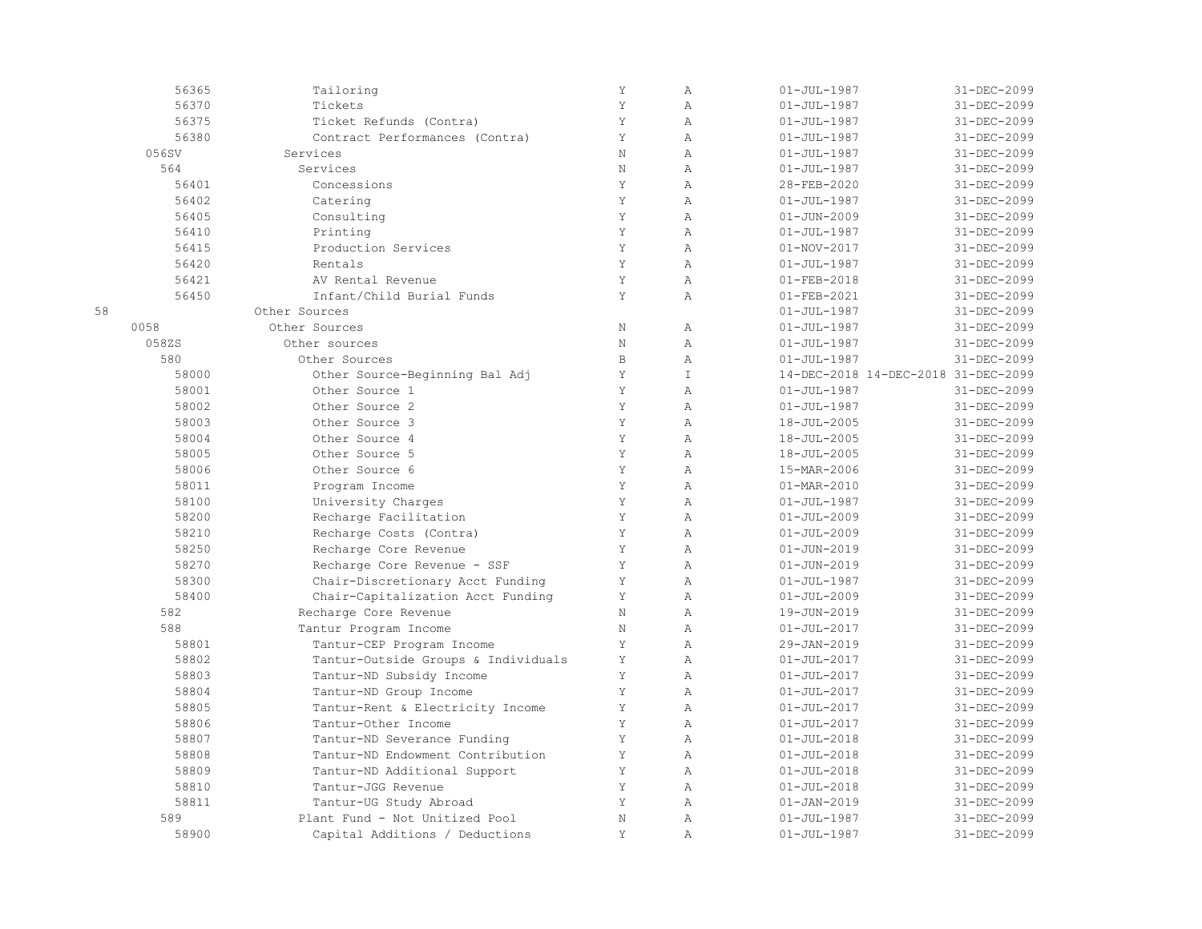| | | | | | |
|---|---|---|---|---|---|
| 56365 | Tailoring | Y | A | 01-JUL-1987 | 31-DEC-2099 |
| 56370 | Tickets | Y | A | 01-JUL-1987 | 31-DEC-2099 |
| 56375 | Ticket Refunds (Contra) | Y | A | 01-JUL-1987 | 31-DEC-2099 |
| 56380 | Contract Performances (Contra) | Y | A | 01-JUL-1987 | 31-DEC-2099 |
| 056SV | Services | N | A | 01-JUL-1987 | 31-DEC-2099 |
| 564 | Services | N | A | 01-JUL-1987 | 31-DEC-2099 |
| 56401 | Concessions | Y | A | 28-FEB-2020 | 31-DEC-2099 |
| 56402 | Catering | Y | A | 01-JUL-1987 | 31-DEC-2099 |
| 56405 | Consulting | Y | A | 01-JUN-2009 | 31-DEC-2099 |
| 56410 | Printing | Y | A | 01-JUL-1987 | 31-DEC-2099 |
| 56415 | Production Services | Y | A | 01-NOV-2017 | 31-DEC-2099 |
| 56420 | Rentals | Y | A | 01-JUL-1987 | 31-DEC-2099 |
| 56421 | AV Rental Revenue | Y | A | 01-FEB-2018 | 31-DEC-2099 |
| 56450 | Infant/Child Burial Funds | Y | A | 01-FEB-2021 | 31-DEC-2099 |
| 58 | Other Sources | | | 01-JUL-1987 | 31-DEC-2099 |
| 0058 | Other Sources | N | A | 01-JUL-1987 | 31-DEC-2099 |
| 058ZS | Other sources | N | A | 01-JUL-1987 | 31-DEC-2099 |
| 580 | Other Sources | B | A | 01-JUL-1987 | 31-DEC-2099 |
| 58000 | Other Source-Beginning Bal Adj | Y | I | 14-DEC-2018 14-DEC-2018 | 31-DEC-2099 |
| 58001 | Other Source 1 | Y | A | 01-JUL-1987 | 31-DEC-2099 |
| 58002 | Other Source 2 | Y | A | 01-JUL-1987 | 31-DEC-2099 |
| 58003 | Other Source 3 | Y | A | 18-JUL-2005 | 31-DEC-2099 |
| 58004 | Other Source 4 | Y | A | 18-JUL-2005 | 31-DEC-2099 |
| 58005 | Other Source 5 | Y | A | 18-JUL-2005 | 31-DEC-2099 |
| 58006 | Other Source 6 | Y | A | 15-MAR-2006 | 31-DEC-2099 |
| 58011 | Program Income | Y | A | 01-MAR-2010 | 31-DEC-2099 |
| 58100 | University Charges | Y | A | 01-JUL-1987 | 31-DEC-2099 |
| 58200 | Recharge Facilitation | Y | A | 01-JUL-2009 | 31-DEC-2099 |
| 58210 | Recharge Costs (Contra) | Y | A | 01-JUL-2009 | 31-DEC-2099 |
| 58250 | Recharge Core Revenue | Y | A | 01-JUN-2019 | 31-DEC-2099 |
| 58270 | Recharge Core Revenue - SSF | Y | A | 01-JUN-2019 | 31-DEC-2099 |
| 58300 | Chair-Discretionary Acct Funding | Y | A | 01-JUL-1987 | 31-DEC-2099 |
| 58400 | Chair-Capitalization Acct Funding | Y | A | 01-JUL-2009 | 31-DEC-2099 |
| 582 | Recharge Core Revenue | N | A | 19-JUN-2019 | 31-DEC-2099 |
| 588 | Tantur Program Income | N | A | 01-JUL-2017 | 31-DEC-2099 |
| 58801 | Tantur-CEP Program Income | Y | A | 29-JAN-2019 | 31-DEC-2099 |
| 58802 | Tantur-Outside Groups & Individuals | Y | A | 01-JUL-2017 | 31-DEC-2099 |
| 58803 | Tantur-ND Subsidy Income | Y | A | 01-JUL-2017 | 31-DEC-2099 |
| 58804 | Tantur-ND Group Income | Y | A | 01-JUL-2017 | 31-DEC-2099 |
| 58805 | Tantur-Rent & Electricity Income | Y | A | 01-JUL-2017 | 31-DEC-2099 |
| 58806 | Tantur-Other Income | Y | A | 01-JUL-2017 | 31-DEC-2099 |
| 58807 | Tantur-ND Severance Funding | Y | A | 01-JUL-2018 | 31-DEC-2099 |
| 58808 | Tantur-ND Endowment Contribution | Y | A | 01-JUL-2018 | 31-DEC-2099 |
| 58809 | Tantur-ND Additional Support | Y | A | 01-JUL-2018 | 31-DEC-2099 |
| 58810 | Tantur-JGG Revenue | Y | A | 01-JUL-2018 | 31-DEC-2099 |
| 58811 | Tantur-UG Study Abroad | Y | A | 01-JAN-2019 | 31-DEC-2099 |
| 589 | Plant Fund - Not Unitized Pool | N | A | 01-JUL-1987 | 31-DEC-2099 |
| 58900 | Capital Additions / Deductions | Y | A | 01-JUL-1987 | 31-DEC-2099 |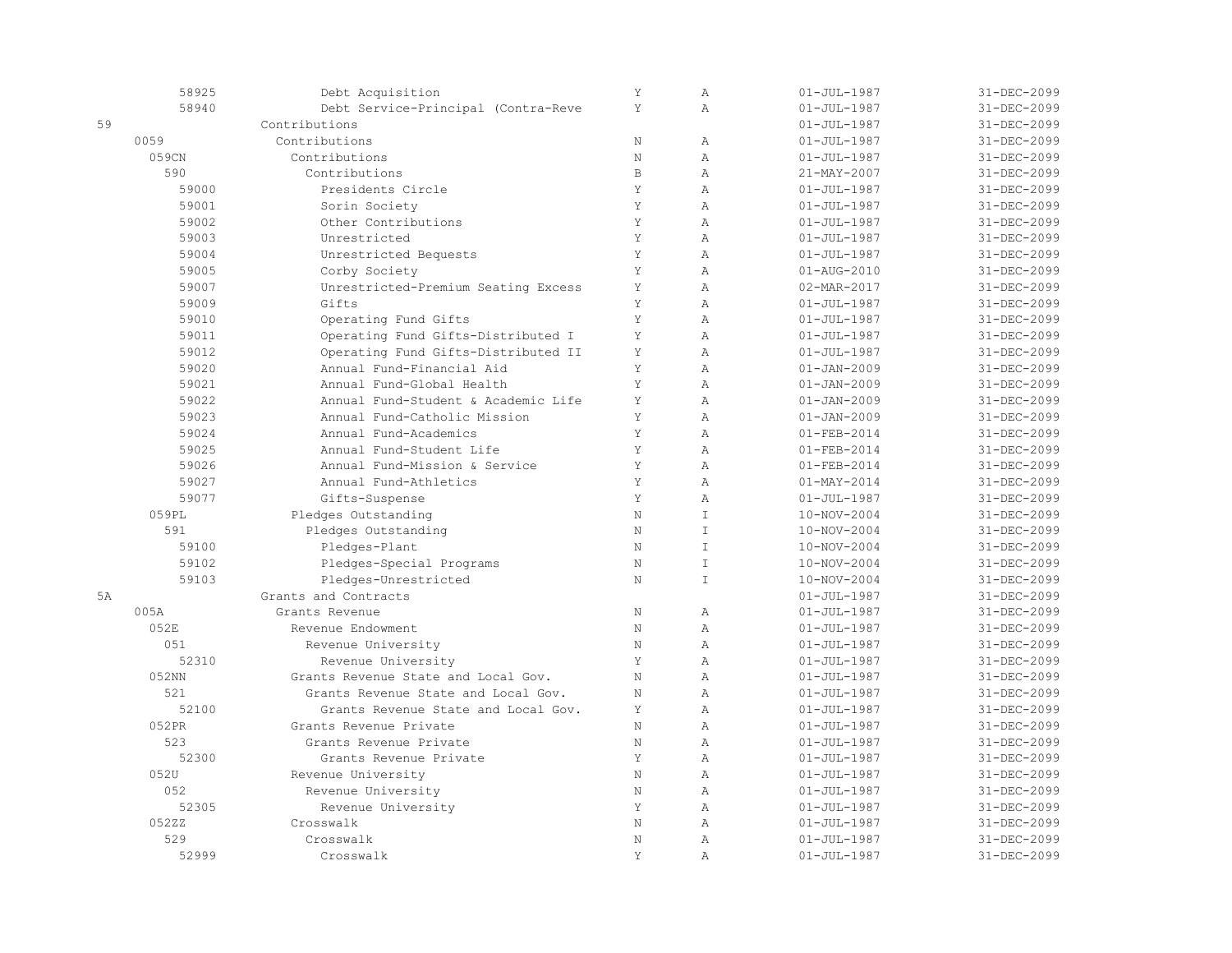| | | | | | |
|---|---|---|---|---|---|
| 58925 | Debt Acquisition | Y | A | 01-JUL-1987 | 31-DEC-2099 |
| 58940 | Debt Service-Principal (Contra-Reve | Y | A | 01-JUL-1987 | 31-DEC-2099 |
| 59 | Contributions | | | 01-JUL-1987 | 31-DEC-2099 |
| 0059 | Contributions | N | A | 01-JUL-1987 | 31-DEC-2099 |
| 059CN | Contributions | N | A | 01-JUL-1987 | 31-DEC-2099 |
| 590 | Contributions | B | A | 21-MAY-2007 | 31-DEC-2099 |
| 59000 | Presidents Circle | Y | A | 01-JUL-1987 | 31-DEC-2099 |
| 59001 | Sorin Society | Y | A | 01-JUL-1987 | 31-DEC-2099 |
| 59002 | Other Contributions | Y | A | 01-JUL-1987 | 31-DEC-2099 |
| 59003 | Unrestricted | Y | A | 01-JUL-1987 | 31-DEC-2099 |
| 59004 | Unrestricted Bequests | Y | A | 01-JUL-1987 | 31-DEC-2099 |
| 59005 | Corby Society | Y | A | 01-AUG-2010 | 31-DEC-2099 |
| 59007 | Unrestricted-Premium Seating Excess | Y | A | 02-MAR-2017 | 31-DEC-2099 |
| 59009 | Gifts | Y | A | 01-JUL-1987 | 31-DEC-2099 |
| 59010 | Operating Fund Gifts | Y | A | 01-JUL-1987 | 31-DEC-2099 |
| 59011 | Operating Fund Gifts-Distributed I | Y | A | 01-JUL-1987 | 31-DEC-2099 |
| 59012 | Operating Fund Gifts-Distributed II | Y | A | 01-JUL-1987 | 31-DEC-2099 |
| 59020 | Annual Fund-Financial Aid | Y | A | 01-JAN-2009 | 31-DEC-2099 |
| 59021 | Annual Fund-Global Health | Y | A | 01-JAN-2009 | 31-DEC-2099 |
| 59022 | Annual Fund-Student & Academic Life | Y | A | 01-JAN-2009 | 31-DEC-2099 |
| 59023 | Annual Fund-Catholic Mission | Y | A | 01-JAN-2009 | 31-DEC-2099 |
| 59024 | Annual Fund-Academics | Y | A | 01-FEB-2014 | 31-DEC-2099 |
| 59025 | Annual Fund-Student Life | Y | A | 01-FEB-2014 | 31-DEC-2099 |
| 59026 | Annual Fund-Mission & Service | Y | A | 01-FEB-2014 | 31-DEC-2099 |
| 59027 | Annual Fund-Athletics | Y | A | 01-MAY-2014 | 31-DEC-2099 |
| 59077 | Gifts-Suspense | Y | A | 01-JUL-1987 | 31-DEC-2099 |
| 059PL | Pledges Outstanding | N | I | 10-NOV-2004 | 31-DEC-2099 |
| 591 | Pledges Outstanding | N | I | 10-NOV-2004 | 31-DEC-2099 |
| 59100 | Pledges-Plant | N | I | 10-NOV-2004 | 31-DEC-2099 |
| 59102 | Pledges-Special Programs | N | I | 10-NOV-2004 | 31-DEC-2099 |
| 59103 | Pledges-Unrestricted | N | I | 10-NOV-2004 | 31-DEC-2099 |
| 5A | Grants and Contracts | | | 01-JUL-1987 | 31-DEC-2099 |
| 005A | Grants Revenue | N | A | 01-JUL-1987 | 31-DEC-2099 |
| 052E | Revenue Endowment | N | A | 01-JUL-1987 | 31-DEC-2099 |
| 051 | Revenue University | N | A | 01-JUL-1987 | 31-DEC-2099 |
| 52310 | Revenue University | Y | A | 01-JUL-1987 | 31-DEC-2099 |
| 052NN | Grants Revenue State and Local Gov. | N | A | 01-JUL-1987 | 31-DEC-2099 |
| 521 | Grants Revenue State and Local Gov. | N | A | 01-JUL-1987 | 31-DEC-2099 |
| 52100 | Grants Revenue State and Local Gov. | Y | A | 01-JUL-1987 | 31-DEC-2099 |
| 052PR | Grants Revenue Private | N | A | 01-JUL-1987 | 31-DEC-2099 |
| 523 | Grants Revenue Private | N | A | 01-JUL-1987 | 31-DEC-2099 |
| 52300 | Grants Revenue Private | Y | A | 01-JUL-1987 | 31-DEC-2099 |
| 052U | Revenue University | N | A | 01-JUL-1987 | 31-DEC-2099 |
| 052 | Revenue University | N | A | 01-JUL-1987 | 31-DEC-2099 |
| 52305 | Revenue University | Y | A | 01-JUL-1987 | 31-DEC-2099 |
| 052ZZ | Crosswalk | N | A | 01-JUL-1987 | 31-DEC-2099 |
| 529 | Crosswalk | N | A | 01-JUL-1987 | 31-DEC-2099 |
| 52999 | Crosswalk | Y | A | 01-JUL-1987 | 31-DEC-2099 |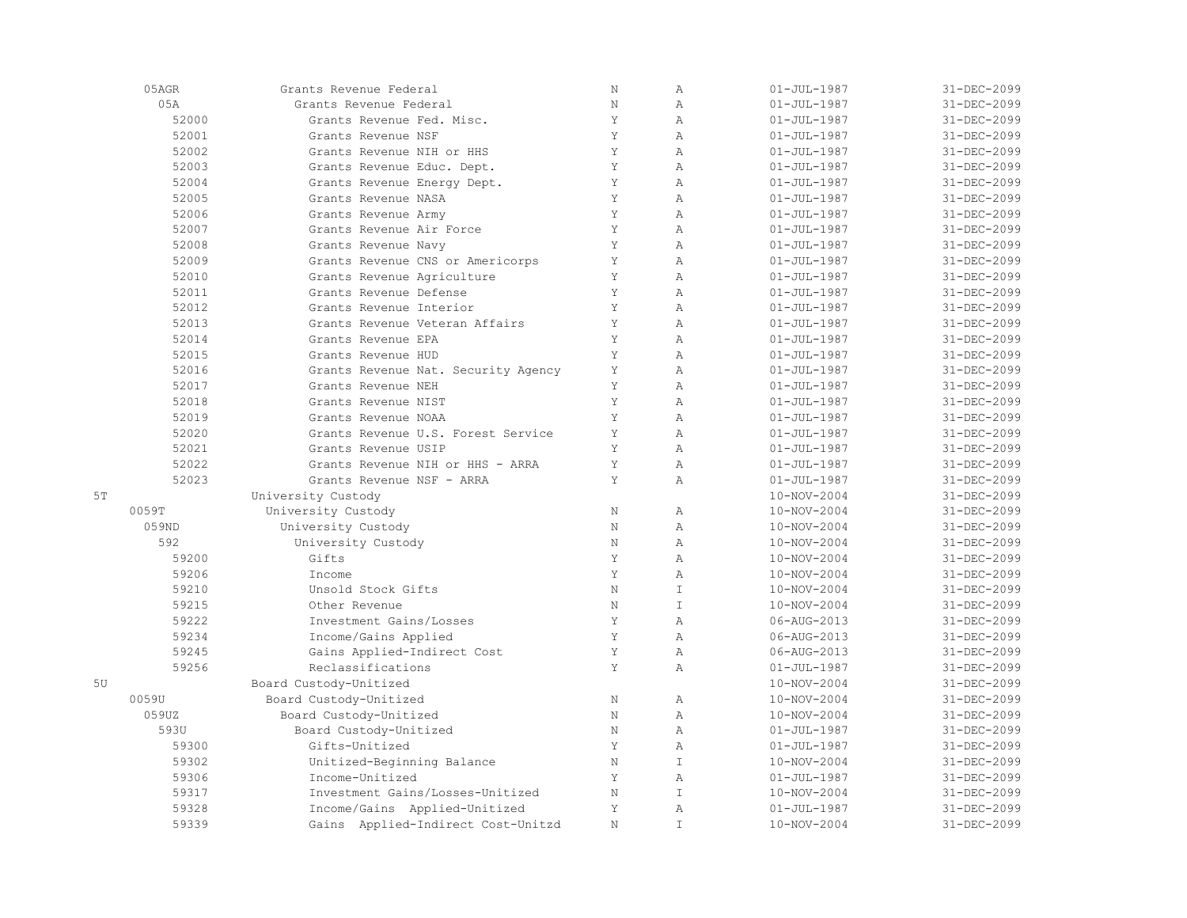| Code | Description | Posting | Status | Start Date | End Date |
|---|---|---|---|---|---|
| 05AGR | Grants Revenue Federal | N | A | 01-JUL-1987 | 31-DEC-2099 |
| 05A | Grants Revenue Federal | N | A | 01-JUL-1987 | 31-DEC-2099 |
| 52000 | Grants Revenue Fed. Misc. | Y | A | 01-JUL-1987 | 31-DEC-2099 |
| 52001 | Grants Revenue NSF | Y | A | 01-JUL-1987 | 31-DEC-2099 |
| 52002 | Grants Revenue NIH or HHS | Y | A | 01-JUL-1987 | 31-DEC-2099 |
| 52003 | Grants Revenue Educ. Dept. | Y | A | 01-JUL-1987 | 31-DEC-2099 |
| 52004 | Grants Revenue Energy Dept. | Y | A | 01-JUL-1987 | 31-DEC-2099 |
| 52005 | Grants Revenue NASA | Y | A | 01-JUL-1987 | 31-DEC-2099 |
| 52006 | Grants Revenue Army | Y | A | 01-JUL-1987 | 31-DEC-2099 |
| 52007 | Grants Revenue Air Force | Y | A | 01-JUL-1987 | 31-DEC-2099 |
| 52008 | Grants Revenue Navy | Y | A | 01-JUL-1987 | 31-DEC-2099 |
| 52009 | Grants Revenue CNS or Americorps | Y | A | 01-JUL-1987 | 31-DEC-2099 |
| 52010 | Grants Revenue Agriculture | Y | A | 01-JUL-1987 | 31-DEC-2099 |
| 52011 | Grants Revenue Defense | Y | A | 01-JUL-1987 | 31-DEC-2099 |
| 52012 | Grants Revenue Interior | Y | A | 01-JUL-1987 | 31-DEC-2099 |
| 52013 | Grants Revenue Veteran Affairs | Y | A | 01-JUL-1987 | 31-DEC-2099 |
| 52014 | Grants Revenue EPA | Y | A | 01-JUL-1987 | 31-DEC-2099 |
| 52015 | Grants Revenue HUD | Y | A | 01-JUL-1987 | 31-DEC-2099 |
| 52016 | Grants Revenue Nat. Security Agency | Y | A | 01-JUL-1987 | 31-DEC-2099 |
| 52017 | Grants Revenue NEH | Y | A | 01-JUL-1987 | 31-DEC-2099 |
| 52018 | Grants Revenue NIST | Y | A | 01-JUL-1987 | 31-DEC-2099 |
| 52019 | Grants Revenue NOAA | Y | A | 01-JUL-1987 | 31-DEC-2099 |
| 52020 | Grants Revenue U.S. Forest Service | Y | A | 01-JUL-1987 | 31-DEC-2099 |
| 52021 | Grants Revenue USIP | Y | A | 01-JUL-1987 | 31-DEC-2099 |
| 52022 | Grants Revenue NIH or HHS - ARRA | Y | A | 01-JUL-1987 | 31-DEC-2099 |
| 52023 | Grants Revenue NSF - ARRA | Y | A | 01-JUL-1987 | 31-DEC-2099 |
| 5T | University Custody | | | 10-NOV-2004 | 31-DEC-2099 |
| 0059T | University Custody | N | A | 10-NOV-2004 | 31-DEC-2099 |
| 059ND | University Custody | N | A | 10-NOV-2004 | 31-DEC-2099 |
| 592 | University Custody | N | A | 10-NOV-2004 | 31-DEC-2099 |
| 59200 | Gifts | Y | A | 10-NOV-2004 | 31-DEC-2099 |
| 59206 | Income | Y | A | 10-NOV-2004 | 31-DEC-2099 |
| 59210 | Unsold Stock Gifts | N | I | 10-NOV-2004 | 31-DEC-2099 |
| 59215 | Other Revenue | N | I | 10-NOV-2004 | 31-DEC-2099 |
| 59222 | Investment Gains/Losses | Y | A | 06-AUG-2013 | 31-DEC-2099 |
| 59234 | Income/Gains Applied | Y | A | 06-AUG-2013 | 31-DEC-2099 |
| 59245 | Gains Applied-Indirect Cost | Y | A | 06-AUG-2013 | 31-DEC-2099 |
| 59256 | Reclassifications | Y | A | 01-JUL-1987 | 31-DEC-2099 |
| 5U | Board Custody-Unitized | | | 10-NOV-2004 | 31-DEC-2099 |
| 0059U | Board Custody-Unitized | N | A | 10-NOV-2004 | 31-DEC-2099 |
| 059UZ | Board Custody-Unitized | N | A | 10-NOV-2004 | 31-DEC-2099 |
| 593U | Board Custody-Unitized | N | A | 01-JUL-1987 | 31-DEC-2099 |
| 59300 | Gifts-Unitized | Y | A | 01-JUL-1987 | 31-DEC-2099 |
| 59302 | Unitized-Beginning Balance | N | I | 10-NOV-2004 | 31-DEC-2099 |
| 59306 | Income-Unitized | Y | A | 01-JUL-1987 | 31-DEC-2099 |
| 59317 | Investment Gains/Losses-Unitized | N | I | 10-NOV-2004 | 31-DEC-2099 |
| 59328 | Income/Gains Applied-Unitized | Y | A | 01-JUL-1987 | 31-DEC-2099 |
| 59339 | Gains Applied-Indirect Cost-Unitzd | N | I | 10-NOV-2004 | 31-DEC-2099 |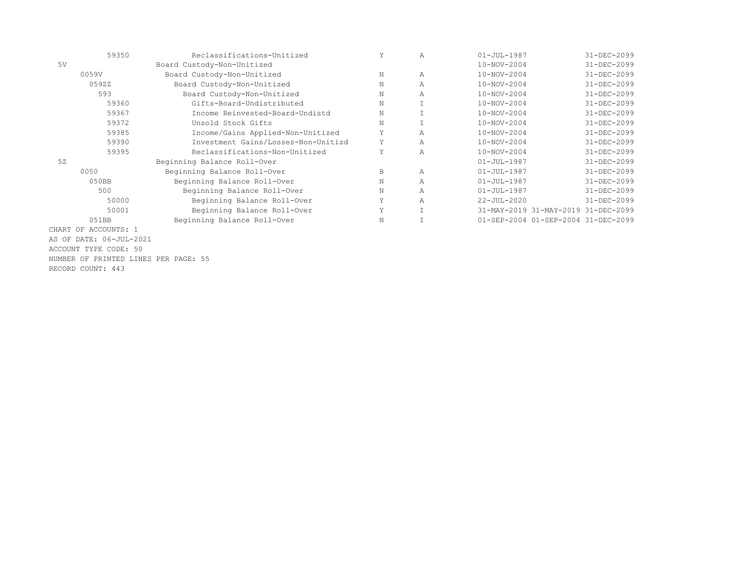| | | | | | | |
|---|---|---|---|---|---|---|
| 59350 | Reclassifications-Unitized | Y | A | 01-JUL-1987 | | 31-DEC-2099 |
| 5V | Board Custody-Non-Unitized | | | 10-NOV-2004 | | 31-DEC-2099 |
| 0059V | Board Custody-Non-Unitized | N | A | 10-NOV-2004 | | 31-DEC-2099 |
| 059ZZ | Board Custody-Non-Unitized | N | A | 10-NOV-2004 | | 31-DEC-2099 |
| 593 | Board Custody-Non-Unitized | N | A | 10-NOV-2004 | | 31-DEC-2099 |
| 59360 | Gifts-Board-Undistributed | N | I | 10-NOV-2004 | | 31-DEC-2099 |
| 59367 | Income Reinvested-Board-Undistd | N | I | 10-NOV-2004 | | 31-DEC-2099 |
| 59372 | Unsold Stock Gifts | N | I | 10-NOV-2004 | | 31-DEC-2099 |
| 59385 | Income/Gains Applied-Non-Unitized | Y | A | 10-NOV-2004 | | 31-DEC-2099 |
| 59390 | Investment Gains/Losses-Non-Unitizd | Y | A | 10-NOV-2004 | | 31-DEC-2099 |
| 59395 | Reclassifications-Non-Unitized | Y | A | 10-NOV-2004 | | 31-DEC-2099 |
| 5Z | Beginning Balance Roll-Over | | | 01-JUL-1987 | | 31-DEC-2099 |
| 0050 | Beginning Balance Roll-Over | B | A | 01-JUL-1987 | | 31-DEC-2099 |
| 050BB | Beginning Balance Roll-Over | N | A | 01-JUL-1987 | | 31-DEC-2099 |
| 500 | Beginning Balance Roll-Over | N | A | 01-JUL-1987 | | 31-DEC-2099 |
| 50000 | Beginning Balance Roll-Over | Y | A | 22-JUL-2020 | | 31-DEC-2099 |
| 50001 | Beginning Balance Roll-Over | Y | I | 31-MAY-2019 | 31-MAY-2019 | 31-DEC-2099 |
| 051BB | Beginning Balance Roll-Over | N | I | 01-SEP-2004 | 01-SEP-2004 | 31-DEC-2099 |

CHART OF ACCOUNTS: 1

AS OF DATE: 06-JUL-2021

ACCOUNT TYPE CODE: 50

NUMBER OF PRINTED LINES PER PAGE: 55

RECORD COUNT: 443